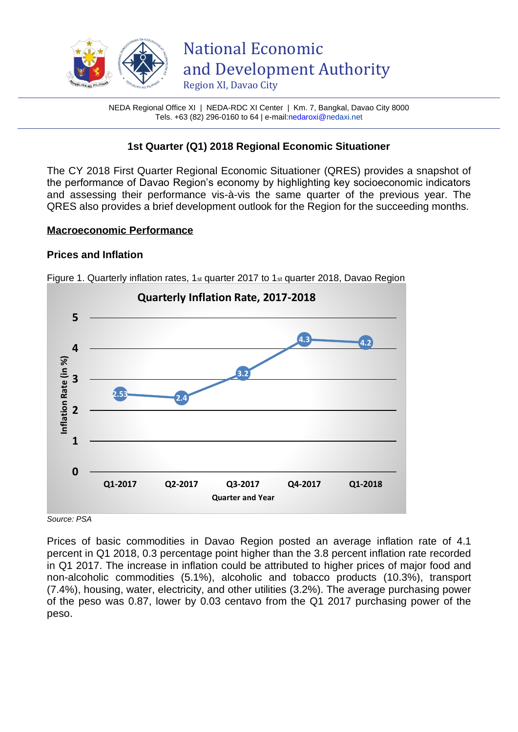# National Economic and Development Authority

Region XI, Davao City

NEDA Regional Office XI | NEDA-RDC XI Center | Km. 7, Bangkal, Davao City 8000
Tels. +63 (82) 296-0160 to 64 | e-mail:nedaroxi@nedaxi.net

## 1st Quarter (Q1) 2018 Regional Economic Situationer

The CY 2018 First Quarter Regional Economic Situationer (QRES) provides a snapshot of the performance of Davao Region's economy by highlighting key socioeconomic indicators and assessing their performance vis-à-vis the same quarter of the previous year. The QRES also provides a brief development outlook for the Region for the succeeding months.

### Macroeconomic Performance

#### Prices and Inflation

Figure 1. Quarterly inflation rates, 1st quarter 2017 to 1st quarter 2018, Davao Region

**Quarterly Inflation Rate, 2017-2018**

| Quarter and Year | Inflation Rate (in %) |
|---|---|
| Q1-2017 | 2.53 |
| Q2-2017 | 2.4 |
| Q3-2017 | 3.2 |
| Q4-2017 | 4.3 |
| Q1-2018 | 4.2 |

*Source: PSA*

Prices of basic commodities in Davao Region posted an average inflation rate of 4.1 percent in Q1 2018, 0.3 percentage point higher than the 3.8 percent inflation rate recorded in Q1 2017. The increase in inflation could be attributed to higher prices of major food and non-alcoholic commodities (5.1%), alcoholic and tobacco products (10.3%), transport (7.4%), housing, water, electricity, and other utilities (3.2%). The average purchasing power of the peso was 0.87, lower by 0.03 centavo from the Q1 2017 purchasing power of the peso.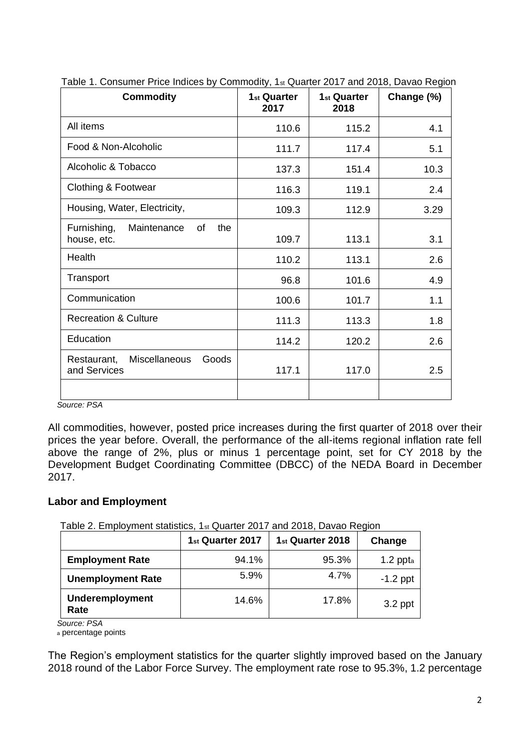Table 1. Consumer Price Indices by Commodity, 1st Quarter 2017 and 2018, Davao Region

| Commodity | 1st Quarter 2017 | 1st Quarter 2018 | Change (%) |
|---|---|---|---|
| All items | 110.6 | 115.2 | 4.1 |
| Food & Non-Alcoholic | 111.7 | 117.4 | 5.1 |
| Alcoholic & Tobacco | 137.3 | 151.4 | 10.3 |
| Clothing & Footwear | 116.3 | 119.1 | 2.4 |
| Housing, Water, Electricity, | 109.3 | 112.9 | 3.29 |
| Furnishing, Maintenance of the house, etc. | 109.7 | 113.1 | 3.1 |
| Health | 110.2 | 113.1 | 2.6 |
| Transport | 96.8 | 101.6 | 4.9 |
| Communication | 100.6 | 101.7 | 1.1 |
| Recreation & Culture | 111.3 | 113.3 | 1.8 |
| Education | 114.2 | 120.2 | 2.6 |
| Restaurant, Miscellaneous Goods and Services | 117.1 | 117.0 | 2.5 |
| | | | |

*Source: PSA*

All commodities, however, posted price increases during the first quarter of 2018 over their prices the year before. Overall, the performance of the all-items regional inflation rate fell above the range of 2%, plus or minus 1 percentage point, set for CY 2018 by the Development Budget Coordinating Committee (DBCC) of the NEDA Board in December 2017.

## Labor and Employment

Table 2. Employment statistics, 1st Quarter 2017 and 2018, Davao Region

| | 1st Quarter 2017 | 1st Quarter 2018 | Change |
|---|---|---|---|
| **Employment Rate** | 94.1% | 95.3% | 1.2 ppt[a] |
| **Unemployment Rate** | 5.9% | 4.7% | -1.2 ppt |
| **Underemployment Rate** | 14.6% | 17.8% | 3.2 ppt |

*Source: PSA*
[a] percentage points

The Region's employment statistics for the quarter slightly improved based on the January 2018 round of the Labor Force Survey. The employment rate rose to 95.3%, 1.2 percentage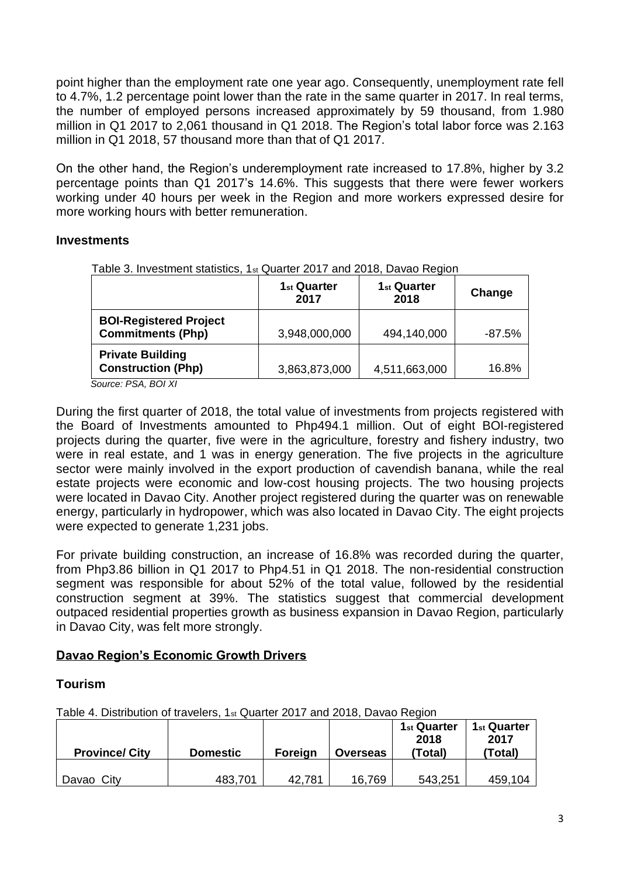point higher than the employment rate one year ago. Consequently, unemployment rate fell to 4.7%, 1.2 percentage point lower than the rate in the same quarter in 2017. In real terms, the number of employed persons increased approximately by 59 thousand, from 1.980 million in Q1 2017 to 2,061 thousand in Q1 2018. The Region's total labor force was 2.163 million in Q1 2018, 57 thousand more than that of Q1 2017.

On the other hand, the Region's underemployment rate increased to 17.8%, higher by 3.2 percentage points than Q1 2017's 14.6%. This suggests that there were fewer workers working under 40 hours per week in the Region and more workers expressed desire for more working hours with better remuneration.

### Investments

Table 3. Investment statistics, 1st Quarter 2017 and 2018, Davao Region

| | 1st Quarter 2017 | 1st Quarter 2018 | Change |
|---|---|---|---|
| **BOI-Registered Project Commitments (Php)** | 3,948,000,000 | 494,140,000 | -87.5% |
| **Private Building Construction (Php)** | 3,863,873,000 | 4,511,663,000 | 16.8% |

*Source: PSA, BOI XI*

During the first quarter of 2018, the total value of investments from projects registered with the Board of Investments amounted to Php494.1 million. Out of eight BOI-registered projects during the quarter, five were in the agriculture, forestry and fishery industry, two were in real estate, and 1 was in energy generation. The five projects in the agriculture sector were mainly involved in the export production of cavendish banana, while the real estate projects were economic and low-cost housing projects. The two housing projects were located in Davao City. Another project registered during the quarter was on renewable energy, particularly in hydropower, which was also located in Davao City. The eight projects were expected to generate 1,231 jobs.

For private building construction, an increase of 16.8% was recorded during the quarter, from Php3.86 billion in Q1 2017 to Php4.51 in Q1 2018. The non-residential construction segment was responsible for about 52% of the total value, followed by the residential construction segment at 39%. The statistics suggest that commercial development outpaced residential properties growth as business expansion in Davao Region, particularly in Davao City, was felt more strongly.

## Davao Region's Economic Growth Drivers

### Tourism

Table 4. Distribution of travelers, 1st Quarter 2017 and 2018, Davao Region

| Province/ City | Domestic | Foreign | Overseas | 1st Quarter 2018 (Total) | 1st Quarter 2017 (Total) |
|---|---|---|---|---|---|
| Davao City | 483,701 | 42,781 | 16,769 | 543,251 | 459,104 |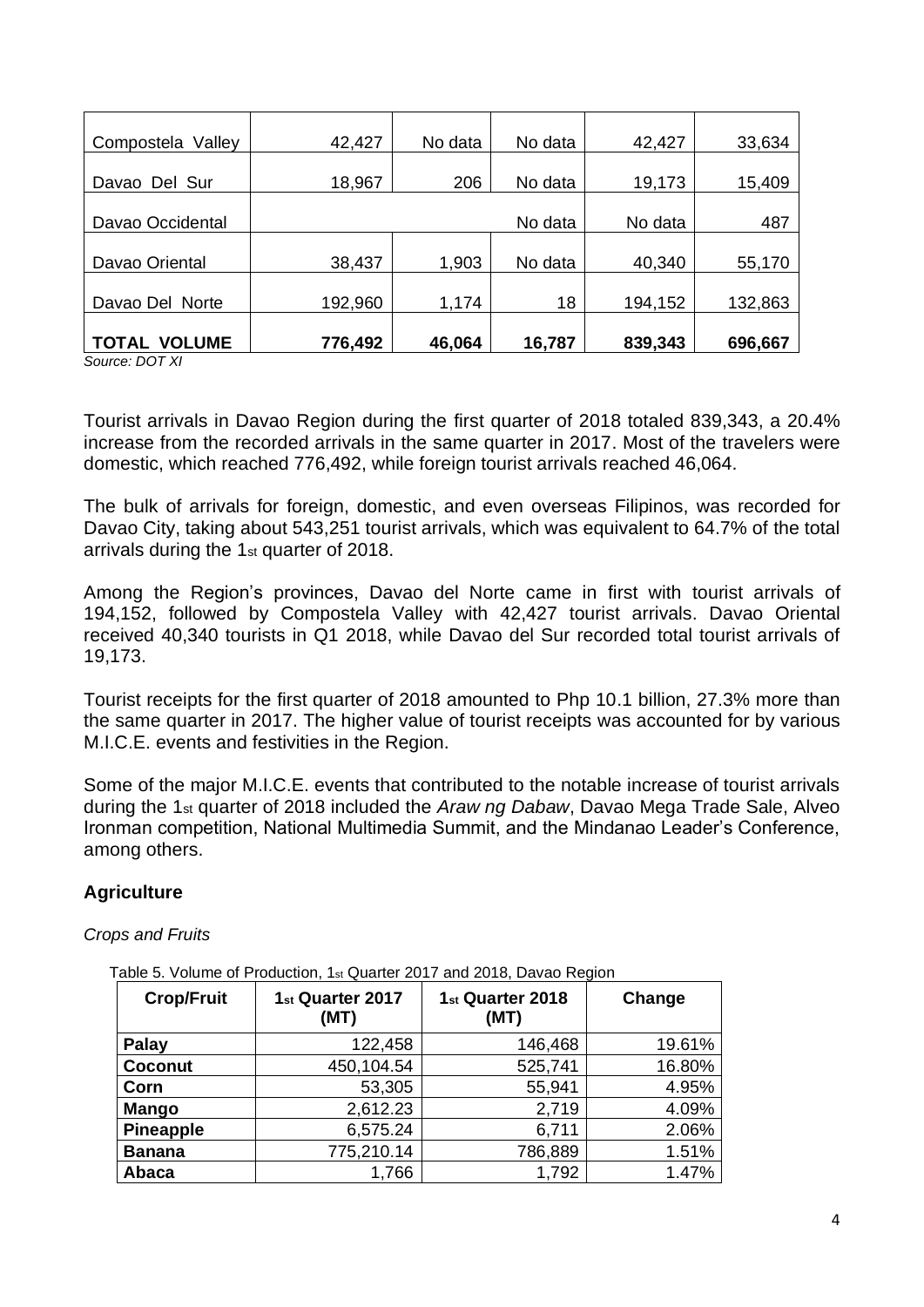| | | | | | |
|---|---|---|---|---|---|
| Compostela Valley | 42,427 | No data | No data | 42,427 | 33,634 |
| Davao Del Sur | 18,967 | 206 | No data | 19,173 | 15,409 |
| Davao Occidental | | | No data | No data | 487 |
| Davao Oriental | 38,437 | 1,903 | No data | 40,340 | 55,170 |
| Davao Del Norte | 192,960 | 1,174 | 18 | 194,152 | 132,863 |
| **TOTAL VOLUME** | **776,492** | **46,064** | **16,787** | **839,343** | **696,667** |

*Source: DOT XI*

Tourist arrivals in Davao Region during the first quarter of 2018 totaled 839,343, a 20.4% increase from the recorded arrivals in the same quarter in 2017. Most of the travelers were domestic, which reached 776,492, while foreign tourist arrivals reached 46,064.

The bulk of arrivals for foreign, domestic, and even overseas Filipinos, was recorded for Davao City, taking about 543,251 tourist arrivals, which was equivalent to 64.7% of the total arrivals during the 1st quarter of 2018.

Among the Region's provinces, Davao del Norte came in first with tourist arrivals of 194,152, followed by Compostela Valley with 42,427 tourist arrivals. Davao Oriental received 40,340 tourists in Q1 2018, while Davao del Sur recorded total tourist arrivals of 19,173.

Tourist receipts for the first quarter of 2018 amounted to Php 10.1 billion, 27.3% more than the same quarter in 2017. The higher value of tourist receipts was accounted for by various M.I.C.E. events and festivities in the Region.

Some of the major M.I.C.E. events that contributed to the notable increase of tourist arrivals during the 1st quarter of 2018 included the *Araw ng Dabaw*, Davao Mega Trade Sale, Alveo Ironman competition, National Multimedia Summit, and the Mindanao Leader's Conference, among others.

## Agriculture

*Crops and Fruits*

Table 5. Volume of Production, 1st Quarter 2017 and 2018, Davao Region

| Crop/Fruit | 1st Quarter 2017 (MT) | 1st Quarter 2018 (MT) | Change |
|---|---|---|---|
| **Palay** | 122,458 | 146,468 | 19.61% |
| **Coconut** | 450,104.54 | 525,741 | 16.80% |
| **Corn** | 53,305 | 55,941 | 4.95% |
| **Mango** | 2,612.23 | 2,719 | 4.09% |
| **Pineapple** | 6,575.24 | 6,711 | 2.06% |
| **Banana** | 775,210.14 | 786,889 | 1.51% |
| **Abaca** | 1,766 | 1,792 | 1.47% |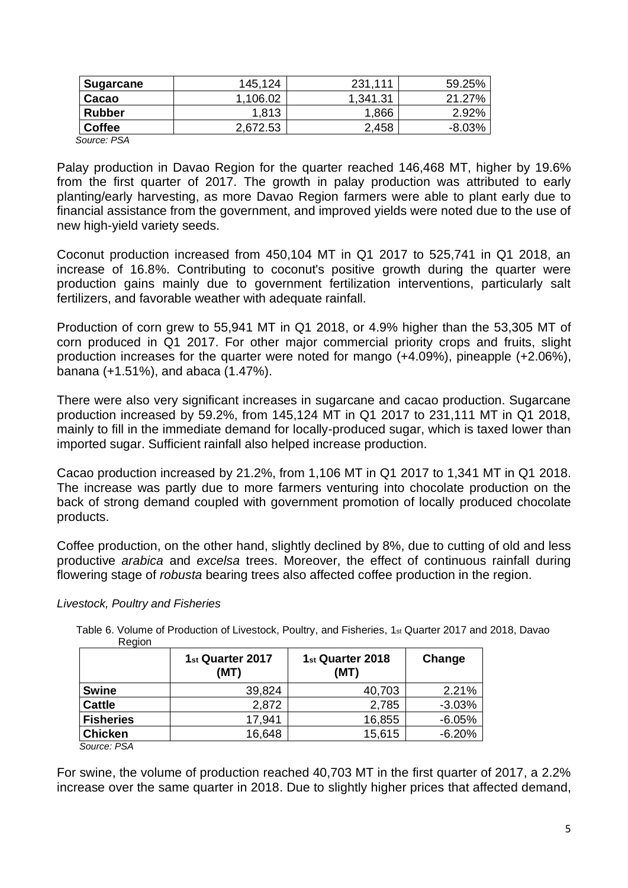| Sugarcane | 145,124 | 231,111 | 59.25% |
|---|---|---|---|
| Cacao | 1,106.02 | 1,341.31 | 21.27% |
| Rubber | 1,813 | 1,866 | 2.92% |
| Coffee | 2,672.53 | 2,458 | -8.03% |

*Source: PSA*

Palay production in Davao Region for the quarter reached 146,468 MT, higher by 19.6% from the first quarter of 2017. The growth in palay production was attributed to early planting/early harvesting, as more Davao Region farmers were able to plant early due to financial assistance from the government, and improved yields were noted due to the use of new high-yield variety seeds.

Coconut production increased from 450,104 MT in Q1 2017 to 525,741 in Q1 2018, an increase of 16.8%. Contributing to coconut's positive growth during the quarter were production gains mainly due to government fertilization interventions, particularly salt fertilizers, and favorable weather with adequate rainfall.

Production of corn grew to 55,941 MT in Q1 2018, or 4.9% higher than the 53,305 MT of corn produced in Q1 2017. For other major commercial priority crops and fruits, slight production increases for the quarter were noted for mango (+4.09%), pineapple (+2.06%), banana (+1.51%), and abaca (1.47%).

There were also very significant increases in sugarcane and cacao production. Sugarcane production increased by 59.2%, from 145,124 MT in Q1 2017 to 231,111 MT in Q1 2018, mainly to fill in the immediate demand for locally-produced sugar, which is taxed lower than imported sugar. Sufficient rainfall also helped increase production.

Cacao production increased by 21.2%, from 1,106 MT in Q1 2017 to 1,341 MT in Q1 2018. The increase was partly due to more farmers venturing into chocolate production on the back of strong demand coupled with government promotion of locally produced chocolate products.

Coffee production, on the other hand, slightly declined by 8%, due to cutting of old and less productive *arabica* and *excelsa* trees. Moreover, the effect of continuous rainfall during flowering stage of *robusta* bearing trees also affected coffee production in the region.

*Livestock, Poultry and Fisheries*

Table 6. Volume of Production of Livestock, Poultry, and Fisheries, 1st Quarter 2017 and 2018, Davao Region

| | 1st Quarter 2017 (MT) | 1st Quarter 2018 (MT) | Change |
|---|---|---|---|
| Swine | 39,824 | 40,703 | 2.21% |
| Cattle | 2,872 | 2,785 | -3.03% |
| Fisheries | 17,941 | 16,855 | -6.05% |
| Chicken | 16,648 | 15,615 | -6.20% |

*Source: PSA*

For swine, the volume of production reached 40,703 MT in the first quarter of 2017, a 2.2% increase over the same quarter in 2018. Due to slightly higher prices that affected demand,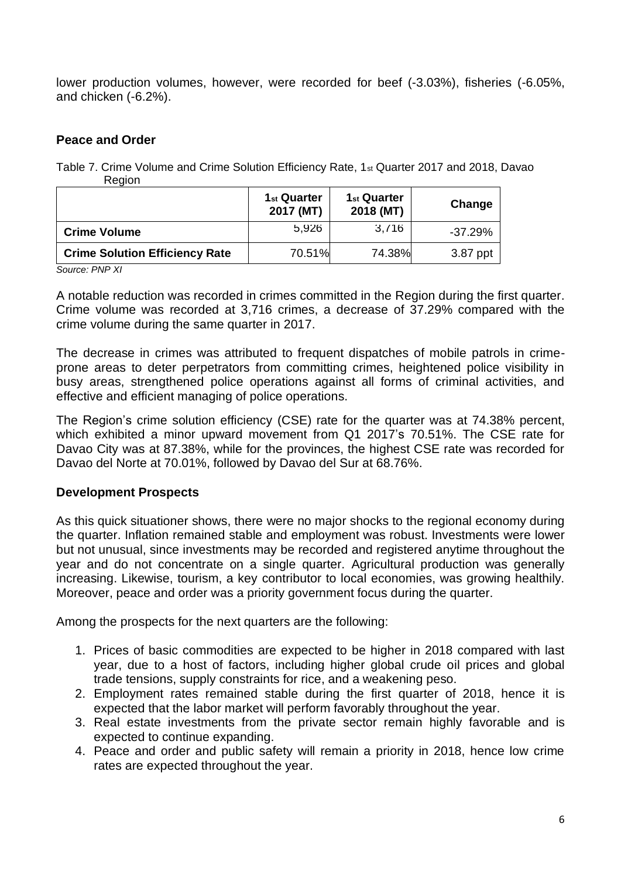lower production volumes, however, were recorded for beef (-3.03%), fisheries (-6.05%, and chicken (-6.2%).

## Peace and Order

Table 7. Crime Volume and Crime Solution Efficiency Rate, 1st Quarter 2017 and 2018, Davao Region

| | 1st Quarter 2017 (MT) | 1st Quarter 2018 (MT) | Change |
|---|---|---|---|
| **Crime Volume** | 5,926 | 3,716 | -37.29% |
| **Crime Solution Efficiency Rate** | 70.51% | 74.38% | 3.87 ppt |

*Source: PNP XI*

A notable reduction was recorded in crimes committed in the Region during the first quarter. Crime volume was recorded at 3,716 crimes, a decrease of 37.29% compared with the crime volume during the same quarter in 2017.

The decrease in crimes was attributed to frequent dispatches of mobile patrols in crime-prone areas to deter perpetrators from committing crimes, heightened police visibility in busy areas, strengthened police operations against all forms of criminal activities, and effective and efficient managing of police operations.

The Region's crime solution efficiency (CSE) rate for the quarter was at 74.38% percent, which exhibited a minor upward movement from Q1 2017's 70.51%. The CSE rate for Davao City was at 87.38%, while for the provinces, the highest CSE rate was recorded for Davao del Norte at 70.01%, followed by Davao del Sur at 68.76%.

## Development Prospects

As this quick situationer shows, there were no major shocks to the regional economy during the quarter. Inflation remained stable and employment was robust. Investments were lower but not unusual, since investments may be recorded and registered anytime throughout the year and do not concentrate on a single quarter. Agricultural production was generally increasing. Likewise, tourism, a key contributor to local economies, was growing healthily. Moreover, peace and order was a priority government focus during the quarter.

Among the prospects for the next quarters are the following:

1. Prices of basic commodities are expected to be higher in 2018 compared with last year, due to a host of factors, including higher global crude oil prices and global trade tensions, supply constraints for rice, and a weakening peso.
2. Employment rates remained stable during the first quarter of 2018, hence it is expected that the labor market will perform favorably throughout the year.
3. Real estate investments from the private sector remain highly favorable and is expected to continue expanding.
4. Peace and order and public safety will remain a priority in 2018, hence low crime rates are expected throughout the year.